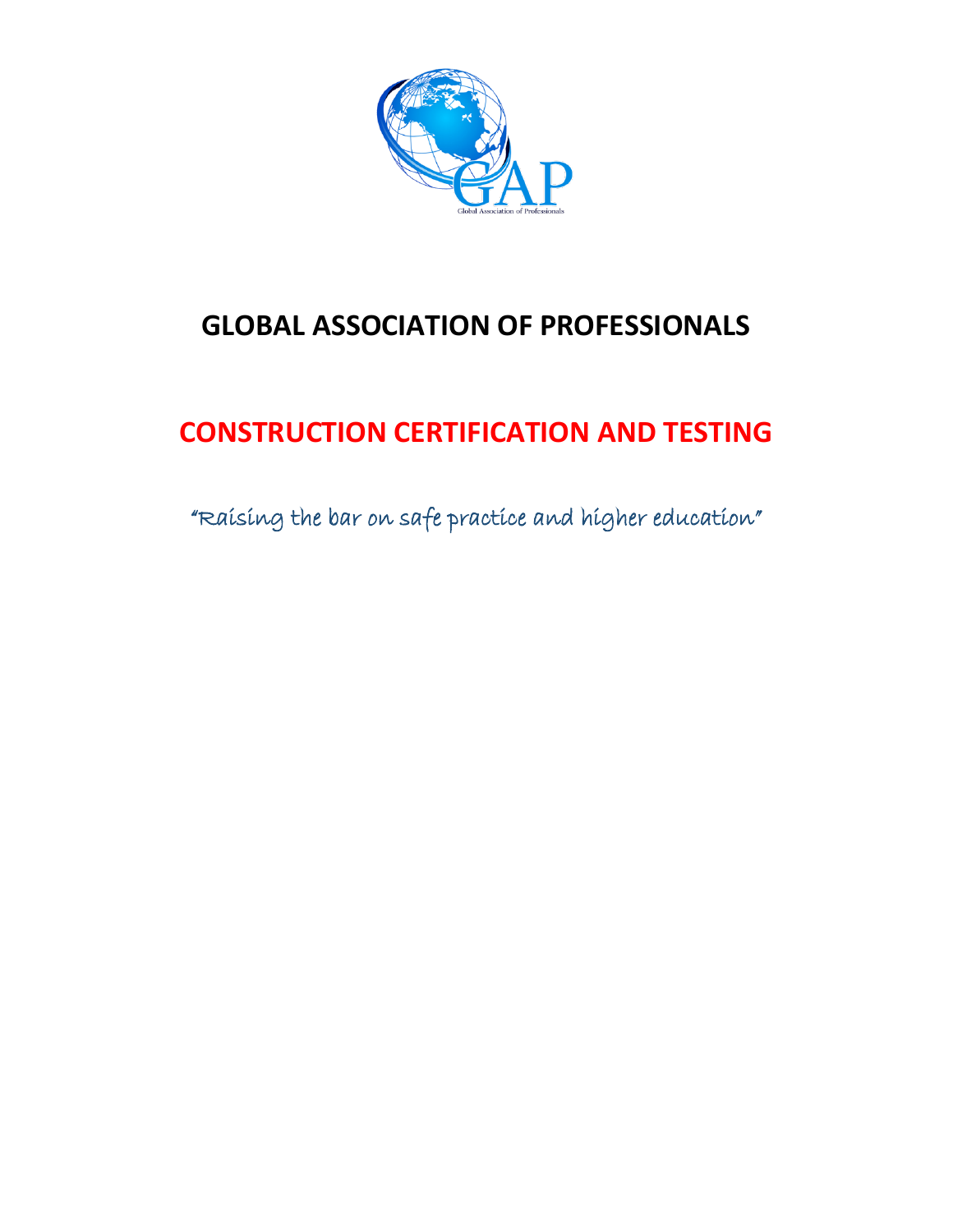GAP

Global Association of Professionals

# GLOBAL ASSOCIATION OF PROFESSIONALS

## CONSTRUCTION CERTIFICATION AND TESTING

"Raising the bar on safe practice and higher education"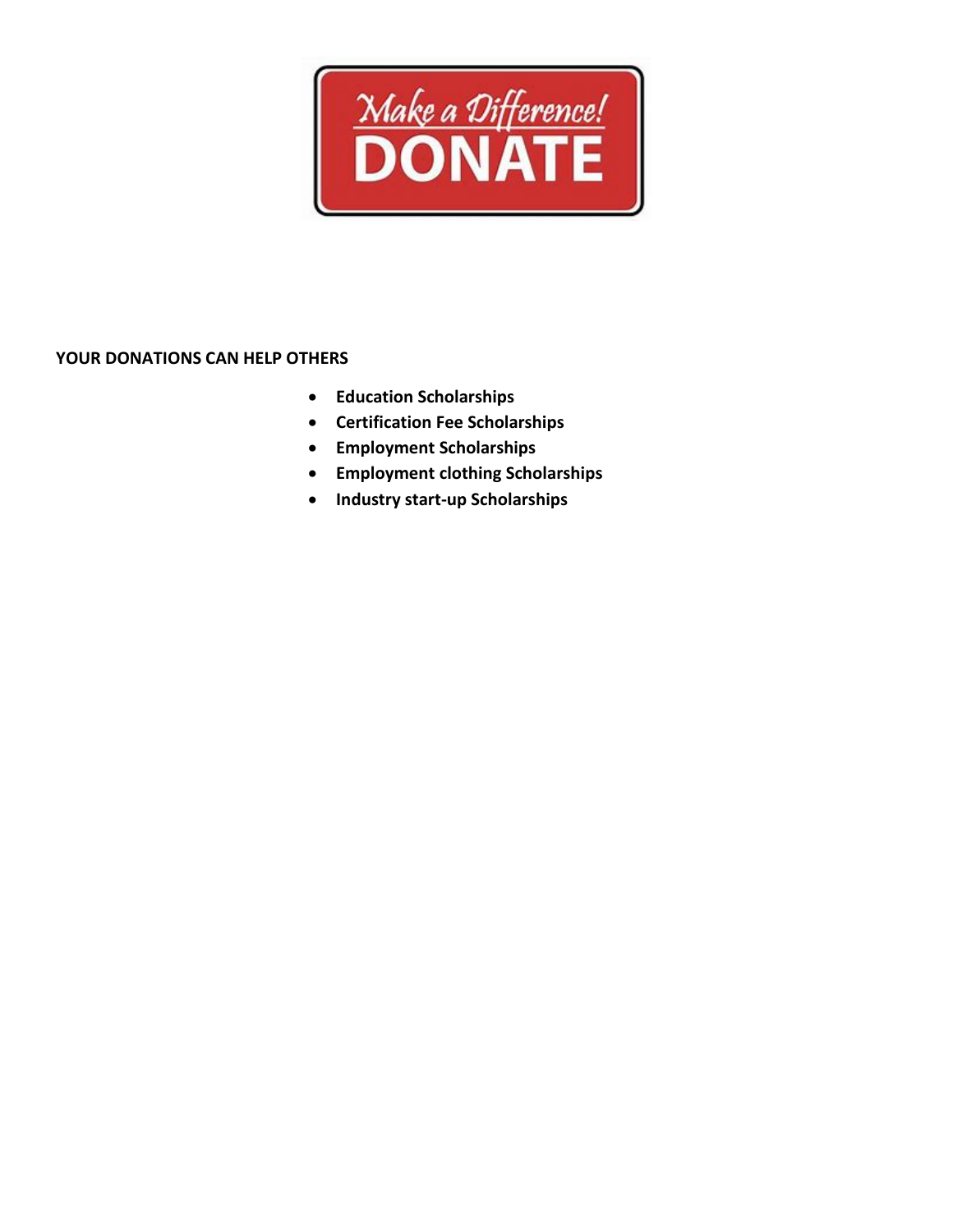Make a Difference!

DONATE

**YOUR DONATIONS CAN HELP OTHERS**

- **Education Scholarships**
- **Certification Fee Scholarships**
- **Employment Scholarships**
- **Employment clothing Scholarships**
- **Industry start-up Scholarships**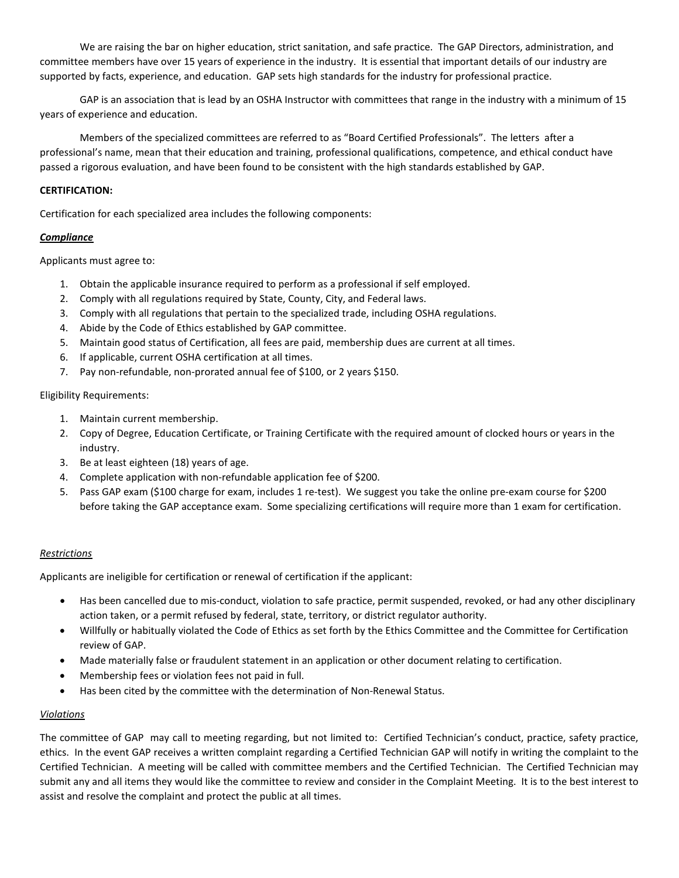We are raising the bar on higher education, strict sanitation, and safe practice. The GAP Directors, administration, and committee members have over 15 years of experience in the industry. It is essential that important details of our industry are supported by facts, experience, and education. GAP sets high standards for the industry for professional practice.

GAP is an association that is lead by an OSHA Instructor with committees that range in the industry with a minimum of 15 years of experience and education.

Members of the specialized committees are referred to as "Board Certified Professionals". The letters after a professional's name, mean that their education and training, professional qualifications, competence, and ethical conduct have passed a rigorous evaluation, and have been found to be consistent with the high standards established by GAP.

**CERTIFICATION:**

Certification for each specialized area includes the following components:

***Compliance***

Applicants must agree to:

1. Obtain the applicable insurance required to perform as a professional if self employed.
2. Comply with all regulations required by State, County, City, and Federal laws.
3. Comply with all regulations that pertain to the specialized trade, including OSHA regulations.
4. Abide by the Code of Ethics established by GAP committee.
5. Maintain good status of Certification, all fees are paid, membership dues are current at all times.
6. If applicable, current OSHA certification at all times.
7. Pay non-refundable, non-prorated annual fee of $100, or 2 years $150.

Eligibility Requirements:

1. Maintain current membership.
2. Copy of Degree, Education Certificate, or Training Certificate with the required amount of clocked hours or years in the industry.
3. Be at least eighteen (18) years of age.
4. Complete application with non-refundable application fee of $200.
5. Pass GAP exam ($100 charge for exam, includes 1 re-test). We suggest you take the online pre-exam course for $200 before taking the GAP acceptance exam. Some specializing certifications will require more than 1 exam for certification.

*Restrictions*

Applicants are ineligible for certification or renewal of certification if the applicant:

- Has been cancelled due to mis-conduct, violation to safe practice, permit suspended, revoked, or had any other disciplinary action taken, or a permit refused by federal, state, territory, or district regulator authority.
- Willfully or habitually violated the Code of Ethics as set forth by the Ethics Committee and the Committee for Certification review of GAP.
- Made materially false or fraudulent statement in an application or other document relating to certification.
- Membership fees or violation fees not paid in full.
- Has been cited by the committee with the determination of Non-Renewal Status.

*Violations*

The committee of GAP may call to meeting regarding, but not limited to: Certified Technician's conduct, practice, safety practice, ethics. In the event GAP receives a written complaint regarding a Certified Technician GAP will notify in writing the complaint to the Certified Technician. A meeting will be called with committee members and the Certified Technician. The Certified Technician may submit any and all items they would like the committee to review and consider in the Complaint Meeting. It is to the best interest to assist and resolve the complaint and protect the public at all times.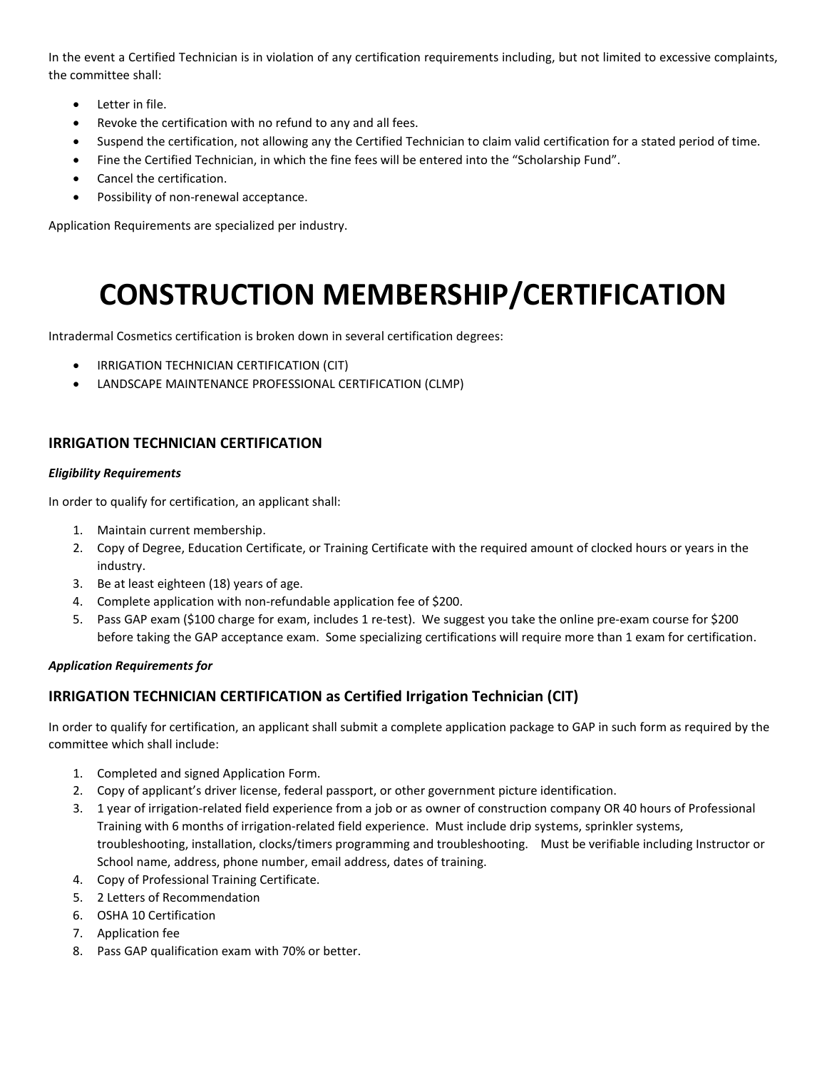In the event a Certified Technician is in violation of any certification requirements including, but not limited to excessive complaints, the committee shall:

- Letter in file.
- Revoke the certification with no refund to any and all fees.
- Suspend the certification, not allowing any the Certified Technician to claim valid certification for a stated period of time.
- Fine the Certified Technician, in which the fine fees will be entered into the "Scholarship Fund".
- Cancel the certification.
- Possibility of non-renewal acceptance.

Application Requirements are specialized per industry.

# CONSTRUCTION MEMBERSHIP/CERTIFICATION

Intradermal Cosmetics certification is broken down in several certification degrees:

- IRRIGATION TECHNICIAN CERTIFICATION (CIT)
- LANDSCAPE MAINTENANCE PROFESSIONAL CERTIFICATION (CLMP)

## IRRIGATION TECHNICIAN CERTIFICATION

***Eligibility Requirements***

In order to qualify for certification, an applicant shall:

1. Maintain current membership.
2. Copy of Degree, Education Certificate, or Training Certificate with the required amount of clocked hours or years in the industry.
3. Be at least eighteen (18) years of age.
4. Complete application with non-refundable application fee of $200.
5. Pass GAP exam ($100 charge for exam, includes 1 re-test). We suggest you take the online pre-exam course for $200 before taking the GAP acceptance exam. Some specializing certifications will require more than 1 exam for certification.

***Application Requirements for***

## IRRIGATION TECHNICIAN CERTIFICATION as Certified Irrigation Technician (CIT)

In order to qualify for certification, an applicant shall submit a complete application package to GAP in such form as required by the committee which shall include:

1. Completed and signed Application Form.
2. Copy of applicant's driver license, federal passport, or other government picture identification.
3. 1 year of irrigation-related field experience from a job or as owner of construction company OR 40 hours of Professional Training with 6 months of irrigation-related field experience. Must include drip systems, sprinkler systems, troubleshooting, installation, clocks/timers programming and troubleshooting. Must be verifiable including Instructor or School name, address, phone number, email address, dates of training.
4. Copy of Professional Training Certificate.
5. 2 Letters of Recommendation
6. OSHA 10 Certification
7. Application fee
8. Pass GAP qualification exam with 70% or better.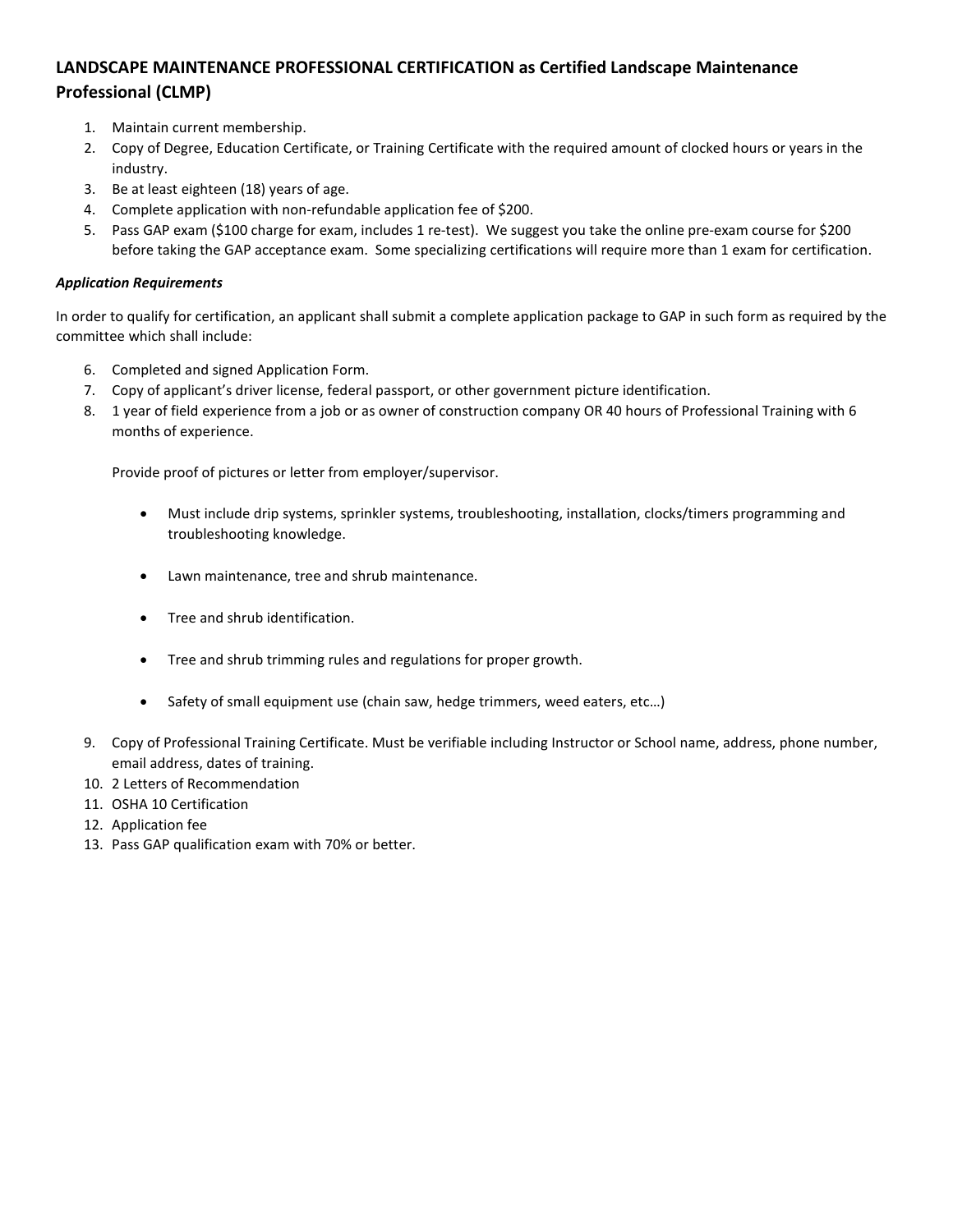## LANDSCAPE MAINTENANCE PROFESSIONAL CERTIFICATION as Certified Landscape Maintenance Professional (CLMP)

1. Maintain current membership.
2. Copy of Degree, Education Certificate, or Training Certificate with the required amount of clocked hours or years in the industry.
3. Be at least eighteen (18) years of age.
4. Complete application with non-refundable application fee of $200.
5. Pass GAP exam ($100 charge for exam, includes 1 re-test). We suggest you take the online pre-exam course for $200 before taking the GAP acceptance exam. Some specializing certifications will require more than 1 exam for certification.

***Application Requirements***

In order to qualify for certification, an applicant shall submit a complete application package to GAP in such form as required by the committee which shall include:

6. Completed and signed Application Form.
7. Copy of applicant's driver license, federal passport, or other government picture identification.
8. 1 year of field experience from a job or as owner of construction company OR 40 hours of Professional Training with 6 months of experience.

   Provide proof of pictures or letter from employer/supervisor.

   - Must include drip systems, sprinkler systems, troubleshooting, installation, clocks/timers programming and troubleshooting knowledge.
   - Lawn maintenance, tree and shrub maintenance.
   - Tree and shrub identification.
   - Tree and shrub trimming rules and regulations for proper growth.
   - Safety of small equipment use (chain saw, hedge trimmers, weed eaters, etc…)

9. Copy of Professional Training Certificate. Must be verifiable including Instructor or School name, address, phone number, email address, dates of training.
10. 2 Letters of Recommendation
11. OSHA 10 Certification
12. Application fee
13. Pass GAP qualification exam with 70% or better.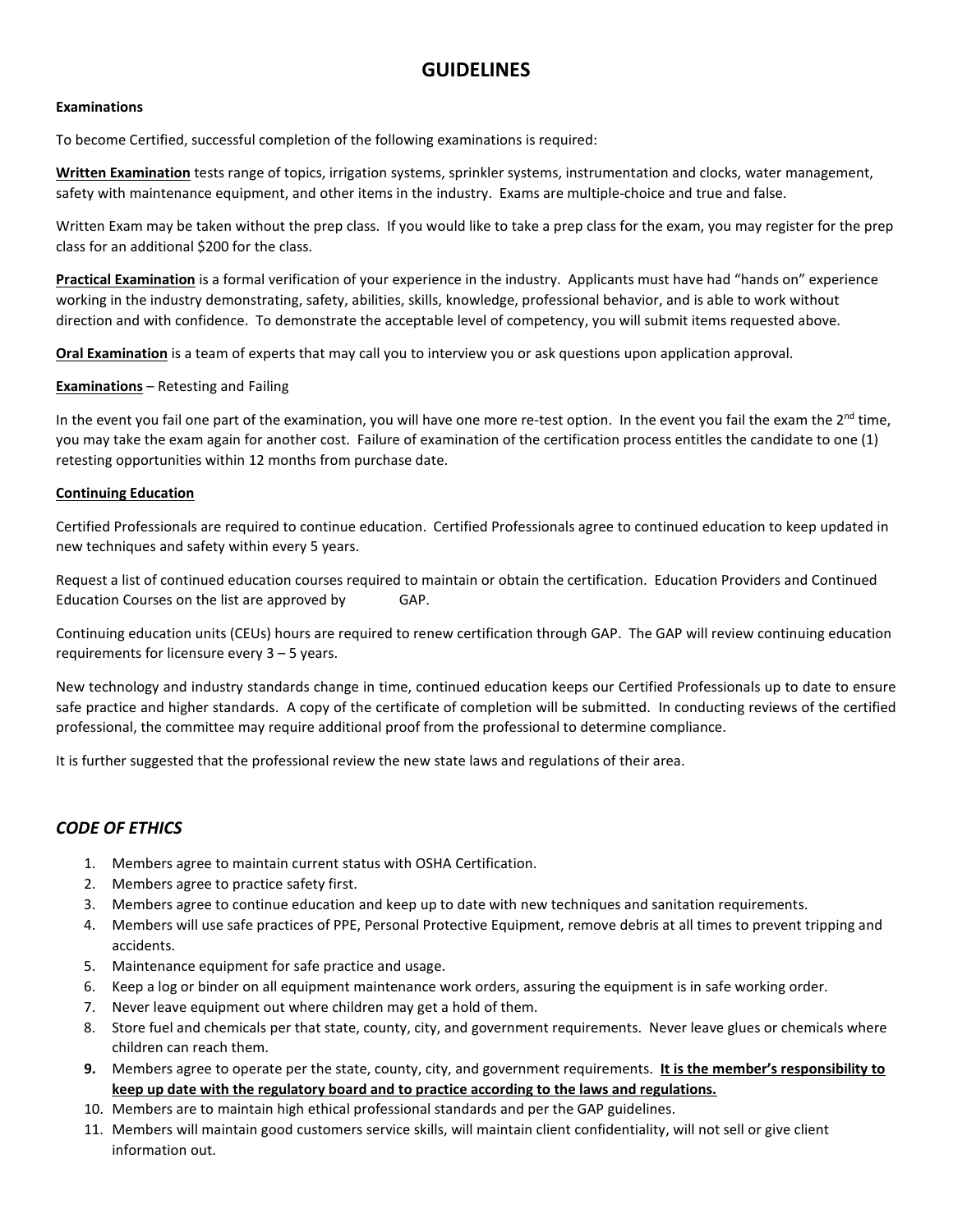# GUIDELINES

**Examinations**

To become Certified, successful completion of the following examinations is required:

**__Written Examination__** tests range of topics, irrigation systems, sprinkler systems, instrumentation and clocks, water management, safety with maintenance equipment, and other items in the industry. Exams are multiple-choice and true and false.

Written Exam may be taken without the prep class. If you would like to take a prep class for the exam, you may register for the prep class for an additional $200 for the class.

**__Practical Examination__** is a formal verification of your experience in the industry. Applicants must have had "hands on" experience working in the industry demonstrating, safety, abilities, skills, knowledge, professional behavior, and is able to work without direction and with confidence. To demonstrate the acceptable level of competency, you will submit items requested above.

**__Oral Examination__** is a team of experts that may call you to interview you or ask questions upon application approval.

**__Examinations__** – Retesting and Failing

In the event you fail one part of the examination, you will have one more re-test option. In the event you fail the exam the 2nd time, you may take the exam again for another cost. Failure of examination of the certification process entitles the candidate to one (1) retesting opportunities within 12 months from purchase date.

**__Continuing Education__**

Certified Professionals are required to continue education. Certified Professionals agree to continued education to keep updated in new techniques and safety within every 5 years.

Request a list of continued education courses required to maintain or obtain the certification. Education Providers and Continued Education Courses on the list are approved by GAP.

Continuing education units (CEUs) hours are required to renew certification through GAP. The GAP will review continuing education requirements for licensure every 3 – 5 years.

New technology and industry standards change in time, continued education keeps our Certified Professionals up to date to ensure safe practice and higher standards. A copy of the certificate of completion will be submitted. In conducting reviews of the certified professional, the committee may require additional proof from the professional to determine compliance.

It is further suggested that the professional review the new state laws and regulations of their area.

## *CODE OF ETHICS*

1. Members agree to maintain current status with OSHA Certification.
2. Members agree to practice safety first.
3. Members agree to continue education and keep up to date with new techniques and sanitation requirements.
4. Members will use safe practices of PPE, Personal Protective Equipment, remove debris at all times to prevent tripping and accidents.
5. Maintenance equipment for safe practice and usage.
6. Keep a log or binder on all equipment maintenance work orders, assuring the equipment is in safe working order.
7. Never leave equipment out where children may get a hold of them.
8. Store fuel and chemicals per that state, county, city, and government requirements. Never leave glues or chemicals where children can reach them.
9. Members agree to operate per the state, county, city, and government requirements. **__It is the member's responsibility to keep up date with the regulatory board and to practice according to the laws and regulations.__**
10. Members are to maintain high ethical professional standards and per the GAP guidelines.
11. Members will maintain good customers service skills, will maintain client confidentiality, will not sell or give client information out.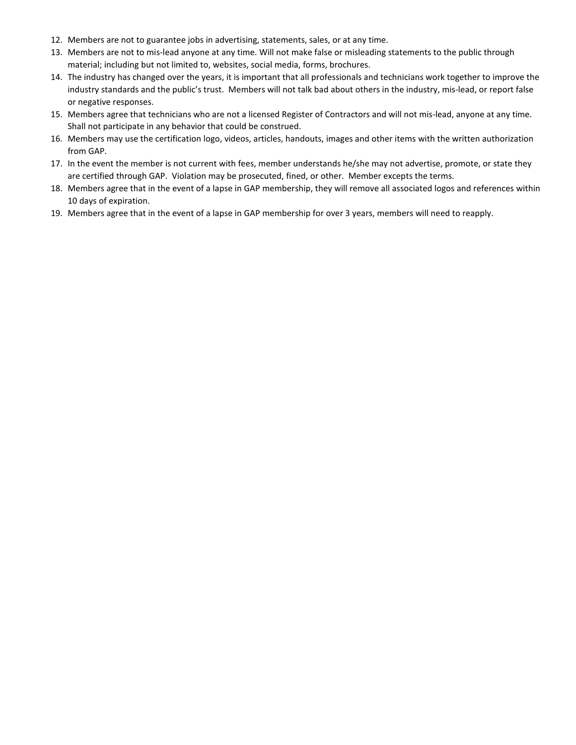12. Members are not to guarantee jobs in advertising, statements, sales, or at any time.
13. Members are not to mis-lead anyone at any time. Will not make false or misleading statements to the public through material; including but not limited to, websites, social media, forms, brochures.
14. The industry has changed over the years, it is important that all professionals and technicians work together to improve the industry standards and the public's trust. Members will not talk bad about others in the industry, mis-lead, or report false or negative responses.
15. Members agree that technicians who are not a licensed Register of Contractors and will not mis-lead, anyone at any time. Shall not participate in any behavior that could be construed.
16. Members may use the certification logo, videos, articles, handouts, images and other items with the written authorization from GAP.
17. In the event the member is not current with fees, member understands he/she may not advertise, promote, or state they are certified through GAP. Violation may be prosecuted, fined, or other. Member excepts the terms.
18. Members agree that in the event of a lapse in GAP membership, they will remove all associated logos and references within 10 days of expiration.
19. Members agree that in the event of a lapse in GAP membership for over 3 years, members will need to reapply.